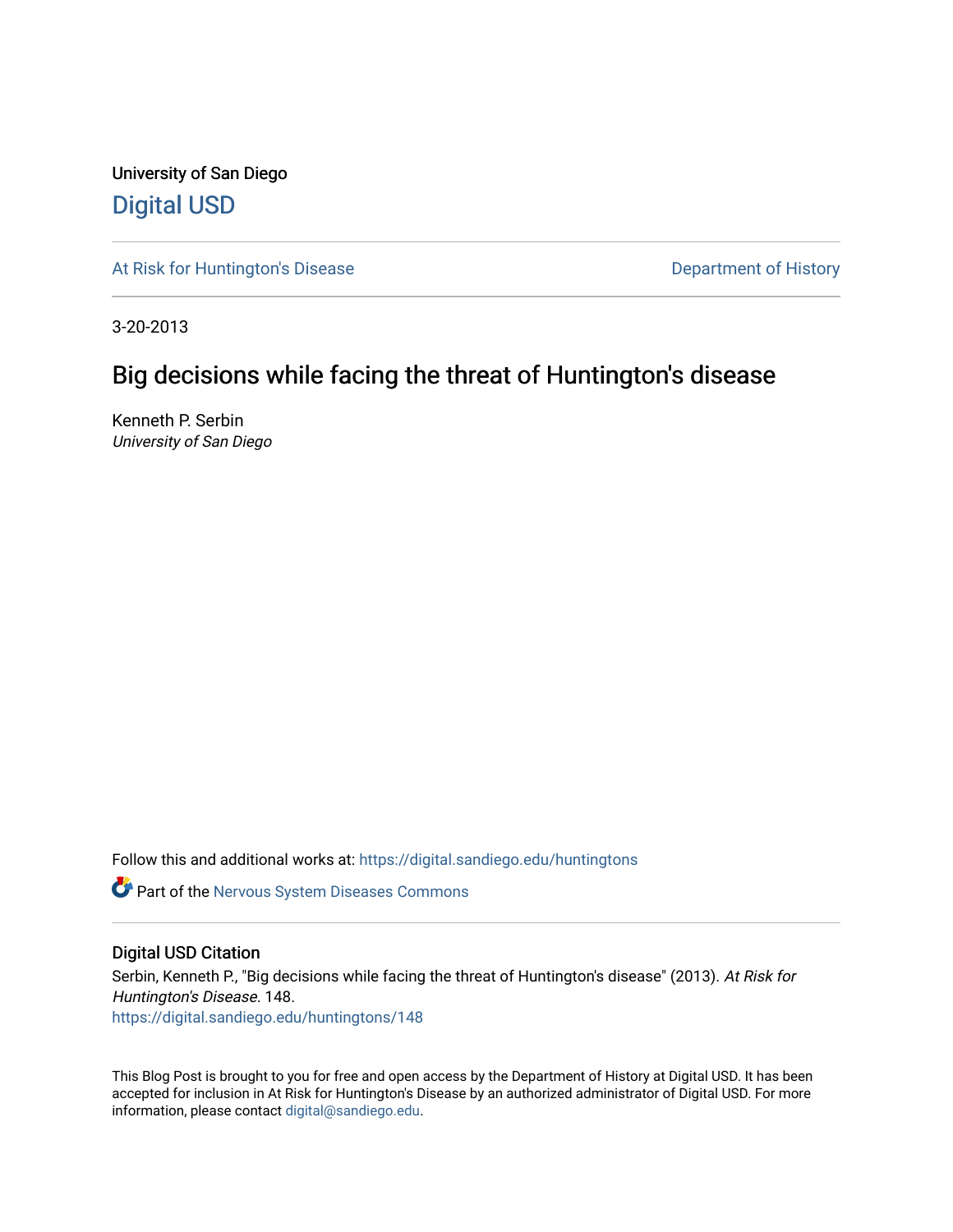University of San Diego

Digital USD

At Risk for Huntington's Disease

Department of History

3-20-2013

# Big decisions while facing the threat of Huntington's disease

Kenneth P. Serbin
*University of San Diego*

Follow this and additional works at: https://digital.sandiego.edu/huntingtons

Part of the Nervous System Diseases Commons

## Digital USD Citation

Serbin, Kenneth P., "Big decisions while facing the threat of Huntington's disease" (2013). *At Risk for Huntington's Disease*. 148.
https://digital.sandiego.edu/huntingtons/148

This Blog Post is brought to you for free and open access by the Department of History at Digital USD. It has been accepted for inclusion in At Risk for Huntington's Disease by an authorized administrator of Digital USD. For more information, please contact digital@sandiego.edu.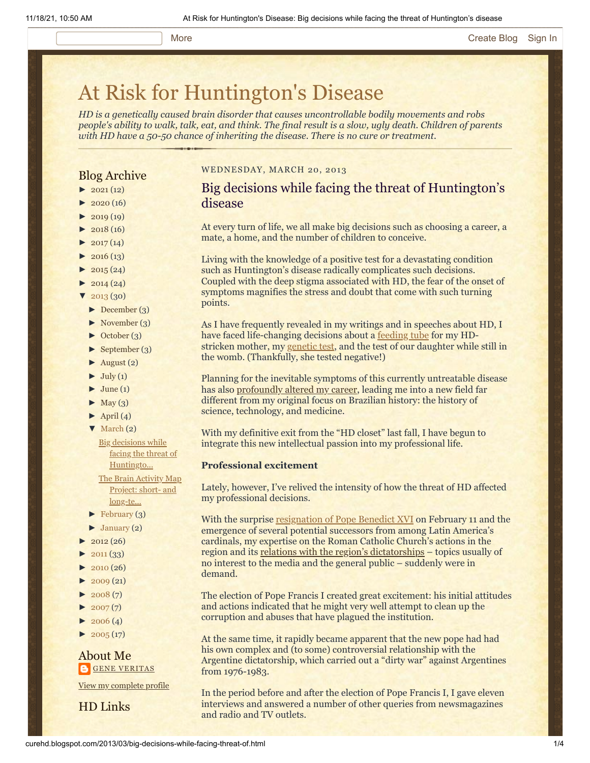More Create Blog Sign In

# At Risk for Huntington's Disease

*HD is a genetically caused brain disorder that causes uncontrollable bodily movements and robs people's ability to walk, talk, eat, and think. The final result is a slow, ugly death. Children of parents with HD have a 50-50 chance of inheriting the disease. There is no cure or treatment.*

## Blog Archive

- ► 2021 (12)
- ► 2020 (16)
- ► 2019 (19)
- ► 2018 (16)
- ► 2017 (14)
- ► 2016 (13)
- ► 2015 (24)
- ► 2014 (24)
- ▼ 2013 (30)
  - ► December (3)
  - ► November (3)
  - ► October (3)
  - ► September (3)
  - ► August (2)
  - ► July (1)
  - ► June (1)
  - ► May (3)
  - ► April (4)
  - ▼ March (2)
    - Big decisions while facing the threat of Huntingto...
    - The Brain Activity Map Project: short- and long-te...
  - ► February (3)
  - ► January (2)
- ► 2012 (26)
- ► 2011 (33)
- ► 2010 (26)
- ► 2009 (21)
- ► 2008 (7)
- ► 2007 (7)
- ► 2006 (4)
- ► 2005 (17)

## About Me

GENE VERITAS

View my complete profile

## HD Links

WEDNESDAY, MARCH 20, 2013

## Big decisions while facing the threat of Huntington's disease

At every turn of life, we all make big decisions such as choosing a career, a mate, a home, and the number of children to conceive.

Living with the knowledge of a positive test for a devastating condition such as Huntington's disease radically complicates such decisions. Coupled with the deep stigma associated with HD, the fear of the onset of symptoms magnifies the stress and doubt that come with such turning points.

As I have frequently revealed in my writings and in speeches about HD, I have faced life-changing decisions about a feeding tube for my HD-stricken mother, my genetic test, and the test of our daughter while still in the womb. (Thankfully, she tested negative!)

Planning for the inevitable symptoms of this currently untreatable disease has also profoundly altered my career, leading me into a new field far different from my original focus on Brazilian history: the history of science, technology, and medicine.

With my definitive exit from the "HD closet" last fall, I have begun to integrate this new intellectual passion into my professional life.

**Professional excitement**

Lately, however, I've relived the intensity of how the threat of HD affected my professional decisions.

With the surprise resignation of Pope Benedict XVI on February 11 and the emergence of several potential successors from among Latin America's cardinals, my expertise on the Roman Catholic Church's actions in the region and its relations with the region's dictatorships – topics usually of no interest to the media and the general public – suddenly were in demand.

The election of Pope Francis I created great excitement: his initial attitudes and actions indicated that he might very well attempt to clean up the corruption and abuses that have plagued the institution.

At the same time, it rapidly became apparent that the new pope had had his own complex and (to some) controversial relationship with the Argentine dictatorship, which carried out a "dirty war" against Argentines from 1976-1983.

In the period before and after the election of Pope Francis I, I gave eleven interviews and answered a number of other queries from newsmagazines and radio and TV outlets.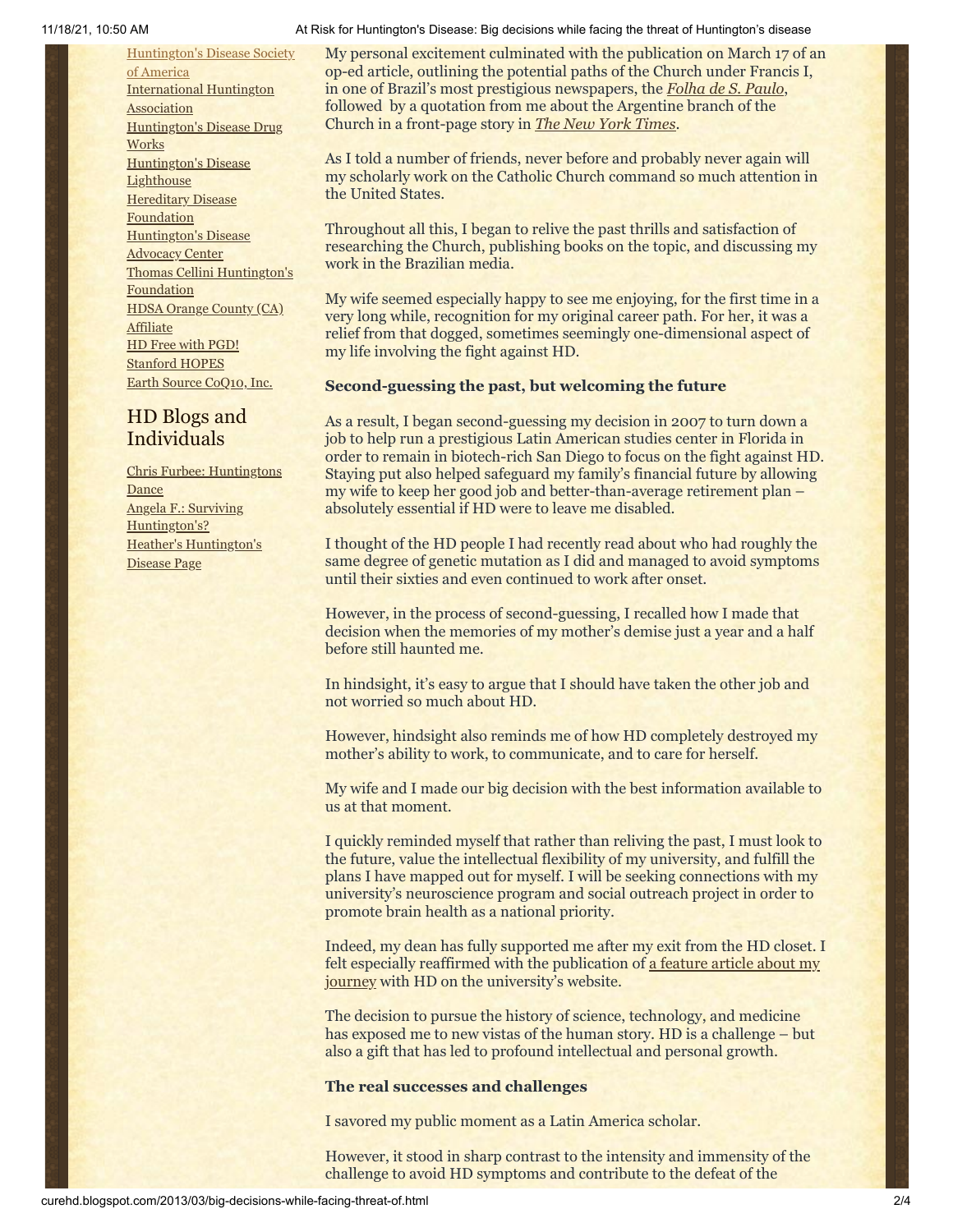[Huntington's Disease Society of America](#)
[International Huntington Association](#)
[Huntington's Disease Drug Works](#)
[Huntington's Disease Lighthouse](#)
[Hereditary Disease Foundation](#)
[Huntington's Disease Advocacy Center](#)
[Thomas Cellini Huntington's Foundation](#)
[HDSA Orange County (CA) Affiliate](#)
[HD Free with PGD!](#)
[Stanford HOPES](#)
[Earth Source CoQ10, Inc.](#)

## HD Blogs and Individuals

[Chris Furbee: Huntingtons Dance](#)
[Angela F.: Surviving Huntington's?](#)
[Heather's Huntington's Disease Page](#)

My personal excitement culminated with the publication on March 17 of an op-ed article, outlining the potential paths of the Church under Francis I, in one of Brazil's most prestigious newspapers, the *[Folha de S. Paulo](#)*, followed by a quotation from me about the Argentine branch of the Church in a front-page story in *[The New York Times](#)*.

As I told a number of friends, never before and probably never again will my scholarly work on the Catholic Church command so much attention in the United States.

Throughout all this, I began to relive the past thrills and satisfaction of researching the Church, publishing books on the topic, and discussing my work in the Brazilian media.

My wife seemed especially happy to see me enjoying, for the first time in a very long while, recognition for my original career path. For her, it was a relief from that dogged, sometimes seemingly one-dimensional aspect of my life involving the fight against HD.

**Second-guessing the past, but welcoming the future**

As a result, I began second-guessing my decision in 2007 to turn down a job to help run a prestigious Latin American studies center in Florida in order to remain in biotech-rich San Diego to focus on the fight against HD. Staying put also helped safeguard my family's financial future by allowing my wife to keep her good job and better-than-average retirement plan – absolutely essential if HD were to leave me disabled.

I thought of the HD people I had recently read about who had roughly the same degree of genetic mutation as I did and managed to avoid symptoms until their sixties and even continued to work after onset.

However, in the process of second-guessing, I recalled how I made that decision when the memories of my mother's demise just a year and a half before still haunted me.

In hindsight, it's easy to argue that I should have taken the other job and not worried so much about HD.

However, hindsight also reminds me of how HD completely destroyed my mother's ability to work, to communicate, and to care for herself.

My wife and I made our big decision with the best information available to us at that moment.

I quickly reminded myself that rather than reliving the past, I must look to the future, value the intellectual flexibility of my university, and fulfill the plans I have mapped out for myself. I will be seeking connections with my university's neuroscience program and social outreach project in order to promote brain health as a national priority.

Indeed, my dean has fully supported me after my exit from the HD closet. I felt especially reaffirmed with the publication of [a feature article about my journey](#) with HD on the university's website.

The decision to pursue the history of science, technology, and medicine has exposed me to new vistas of the human story. HD is a challenge – but also a gift that has led to profound intellectual and personal growth.

**The real successes and challenges**

I savored my public moment as a Latin America scholar.

However, it stood in sharp contrast to the intensity and immensity of the challenge to avoid HD symptoms and contribute to the defeat of the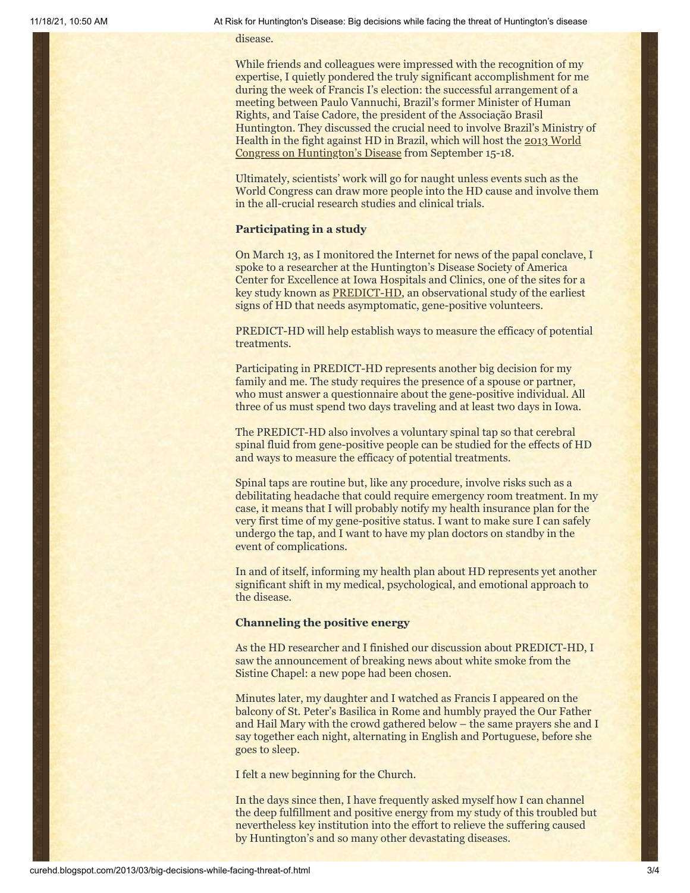disease.

While friends and colleagues were impressed with the recognition of my expertise, I quietly pondered the truly significant accomplishment for me during the week of Francis I's election: the successful arrangement of a meeting between Paulo Vannuchi, Brazil's former Minister of Human Rights, and Taíse Cadore, the president of the Associação Brasil Huntington. They discussed the crucial need to involve Brazil's Ministry of Health in the fight against HD in Brazil, which will host the 2013 World Congress on Huntington's Disease from September 15-18.

Ultimately, scientists' work will go for naught unless events such as the World Congress can draw more people into the HD cause and involve them in the all-crucial research studies and clinical trials.

**Participating in a study**

On March 13, as I monitored the Internet for news of the papal conclave, I spoke to a researcher at the Huntington's Disease Society of America Center for Excellence at Iowa Hospitals and Clinics, one of the sites for a key study known as PREDICT-HD, an observational study of the earliest signs of HD that needs asymptomatic, gene-positive volunteers.

PREDICT-HD will help establish ways to measure the efficacy of potential treatments.

Participating in PREDICT-HD represents another big decision for my family and me. The study requires the presence of a spouse or partner, who must answer a questionnaire about the gene-positive individual. All three of us must spend two days traveling and at least two days in Iowa.

The PREDICT-HD also involves a voluntary spinal tap so that cerebral spinal fluid from gene-positive people can be studied for the effects of HD and ways to measure the efficacy of potential treatments.

Spinal taps are routine but, like any procedure, involve risks such as a debilitating headache that could require emergency room treatment. In my case, it means that I will probably notify my health insurance plan for the very first time of my gene-positive status. I want to make sure I can safely undergo the tap, and I want to have my plan doctors on standby in the event of complications.

In and of itself, informing my health plan about HD represents yet another significant shift in my medical, psychological, and emotional approach to the disease.

**Channeling the positive energy**

As the HD researcher and I finished our discussion about PREDICT-HD, I saw the announcement of breaking news about white smoke from the Sistine Chapel: a new pope had been chosen.

Minutes later, my daughter and I watched as Francis I appeared on the balcony of St. Peter's Basilica in Rome and humbly prayed the Our Father and Hail Mary with the crowd gathered below – the same prayers she and I say together each night, alternating in English and Portuguese, before she goes to sleep.

I felt a new beginning for the Church.

In the days since then, I have frequently asked myself how I can channel the deep fulfillment and positive energy from my study of this troubled but nevertheless key institution into the effort to relieve the suffering caused by Huntington's and so many other devastating diseases.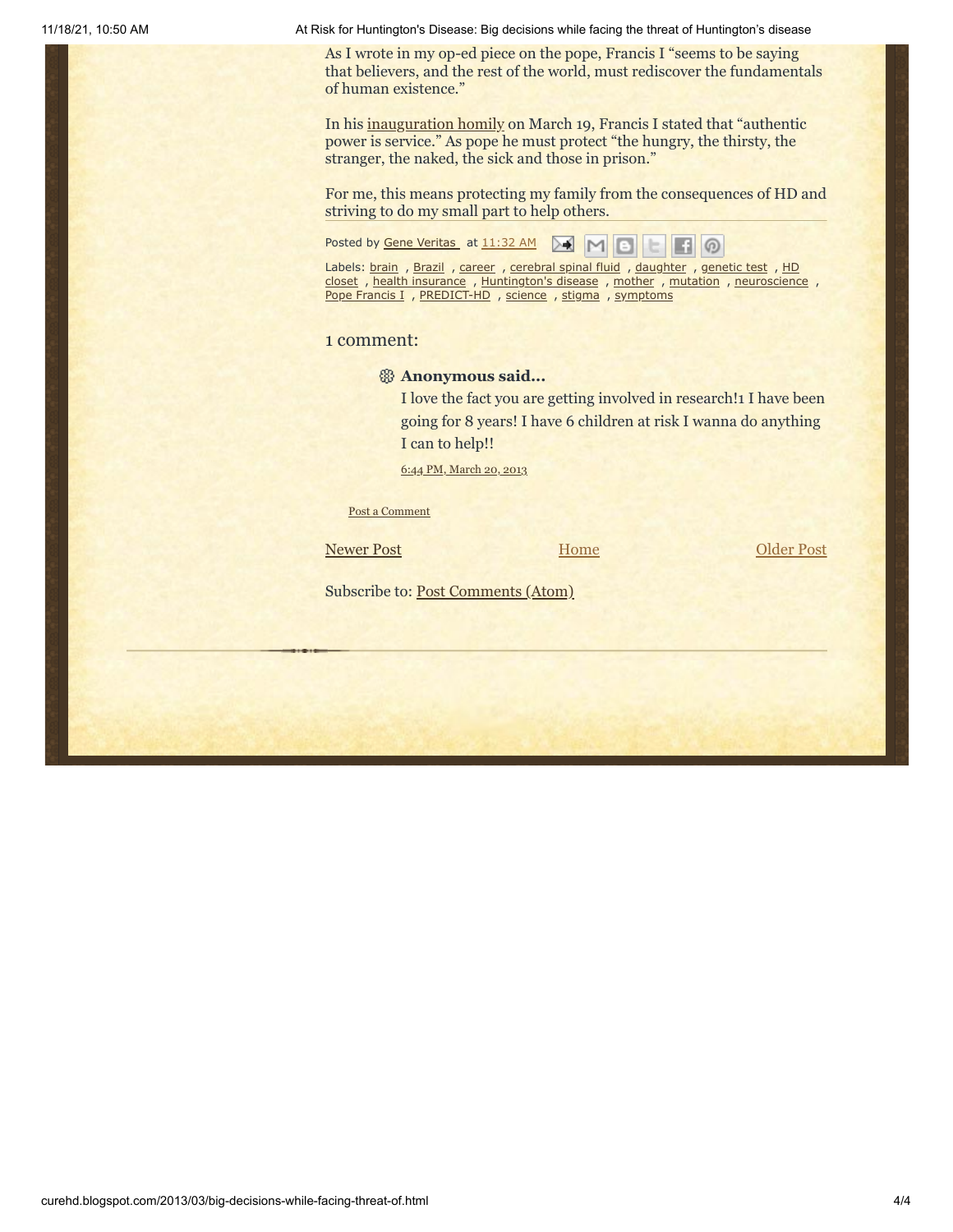As I wrote in my op-ed piece on the pope, Francis I "seems to be saying that believers, and the rest of the world, must rediscover the fundamentals of human existence."

In his inauguration homily on March 19, Francis I stated that "authentic power is service." As pope he must protect "the hungry, the thirsty, the stranger, the naked, the sick and those in prison."

For me, this means protecting my family from the consequences of HD and striving to do my small part to help others.

Posted by Gene Veritas at 11:32 AM

Labels: brain , Brazil , career , cerebral spinal fluid , daughter , genetic test , HD closet , health insurance , Huntington's disease , mother , mutation , neuroscience , Pope Francis I , PREDICT-HD , science , stigma , symptoms

## 1 comment:

**Anonymous said...**

I love the fact you are getting involved in research!1 I have been going for 8 years! I have 6 children at risk I wanna do anything I can to help!!

6:44 PM, March 20, 2013

Post a Comment

Newer Post Home Older Post

Subscribe to: Post Comments (Atom)